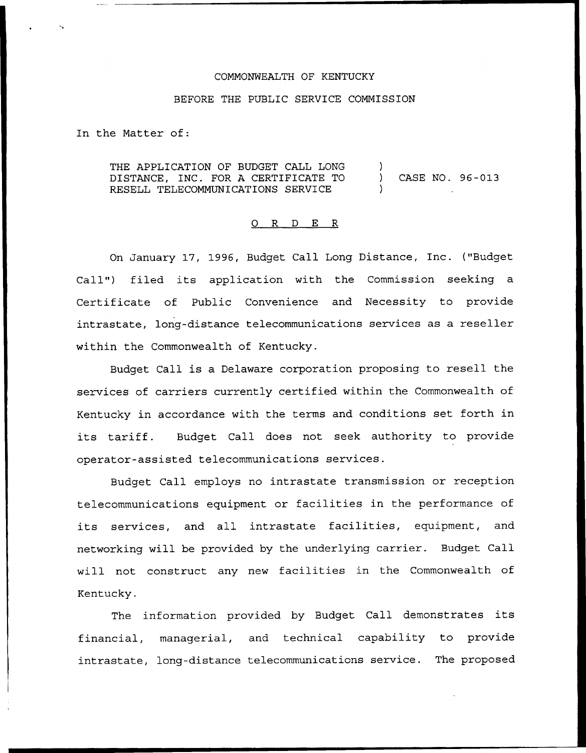COMMONWEALTH OF KENTUCKY

BEFORE THE PUBLIC SERVICE COMMISSION

In the Matter of:

THE APPLICATION OF BUDGET CALL LONG DISTANCE, INC. FOR A CERTIFICATE TO RESELL TELECOMMUNICATIONS SERVICE ) CASE NO. 96-013

O R D E R

On January 17, 1996, Budget Call Long Distance, Inc. ("Budget Call") filed its application with the Commission seeking a Certificate of Public Convenience and Necessity to provide intrastate, long-distance telecommunications services as a reseller within the Commonwealth of Kentucky.

Budget Call is a Delaware corporation proposing to resell the services of carriers currently certified within the Commonwealth of Kentucky in accordance with the terms and conditions set forth in its tariff. Budget Call does not seek authority to provide operator-assisted telecommunications services.

Budget Call employs no intrastate transmission or reception telecommunications equipment or facilities in the performance of its services, and all intrastate facilities, equipment, and networking will be provided by the underlying carrier. Budget Call will not construct any new facilities in the Commonwealth of Kentucky.

The information provided by Budget Call demonstrates its financial, managerial, and technical capability to provide intrastate, long-distance telecommunications service. The proposed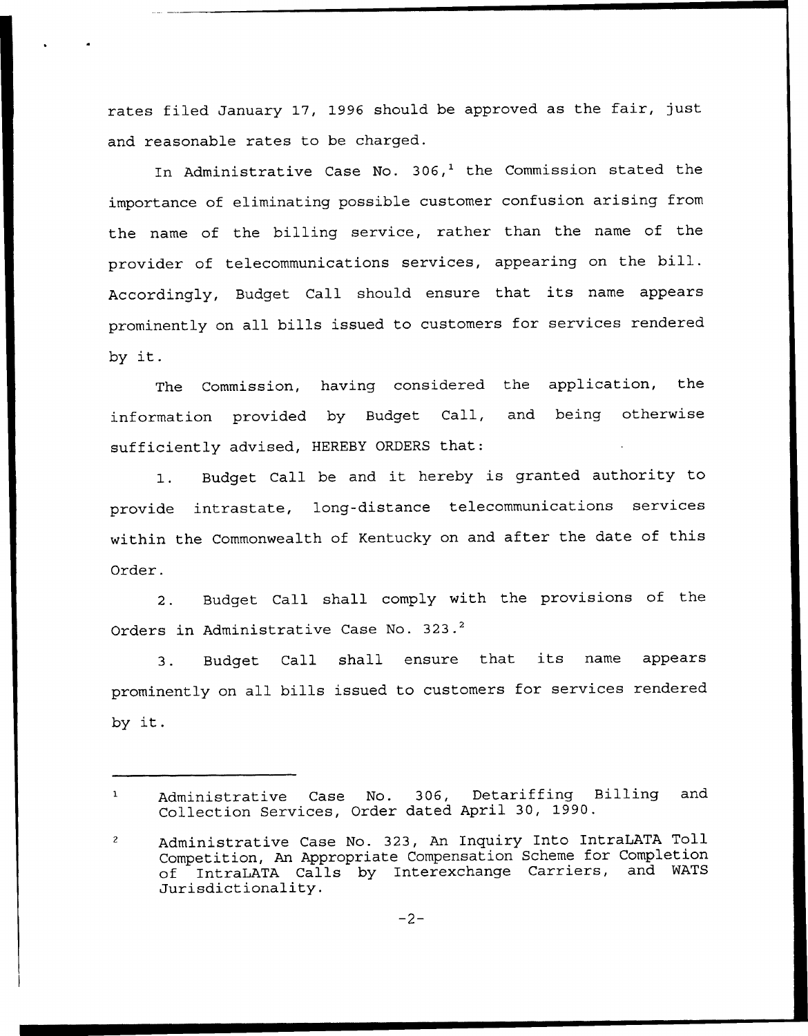rates filed January 17, 1996 should be approved as the fair, just and reasonable rates to be charged.

In Administrative Case No. 306,[1] the Commission stated the importance of eliminating possible customer confusion arising from the name of the billing service, rather than the name of the provider of telecommunications services, appearing on the bill. Accordingly, Budget Call should ensure that its name appears prominently on all bills issued to customers for services rendered by it.

The Commission, having considered the application, the information provided by Budget Call, and being otherwise sufficiently advised, HEREBY ORDERS that:

1. Budget Call be and it hereby is granted authority to provide intrastate, long-distance telecommunications services within the Commonwealth of Kentucky on and after the date of this Order.

2. Budget Call shall comply with the provisions of the Orders in Administrative Case No. 323.[2]

3. Budget Call shall ensure that its name appears prominently on all bills issued to customers for services rendered by it.

---

[1] Administrative Case No. 306, Detariffing Billing and Collection Services, Order dated April 30, 1990.

[2] Administrative Case No. 323, An Inquiry Into IntraLATA Toll Competition, An Appropriate Compensation Scheme for Completion of IntraLATA Calls by Interexchange Carriers, and WATS Jurisdictionality.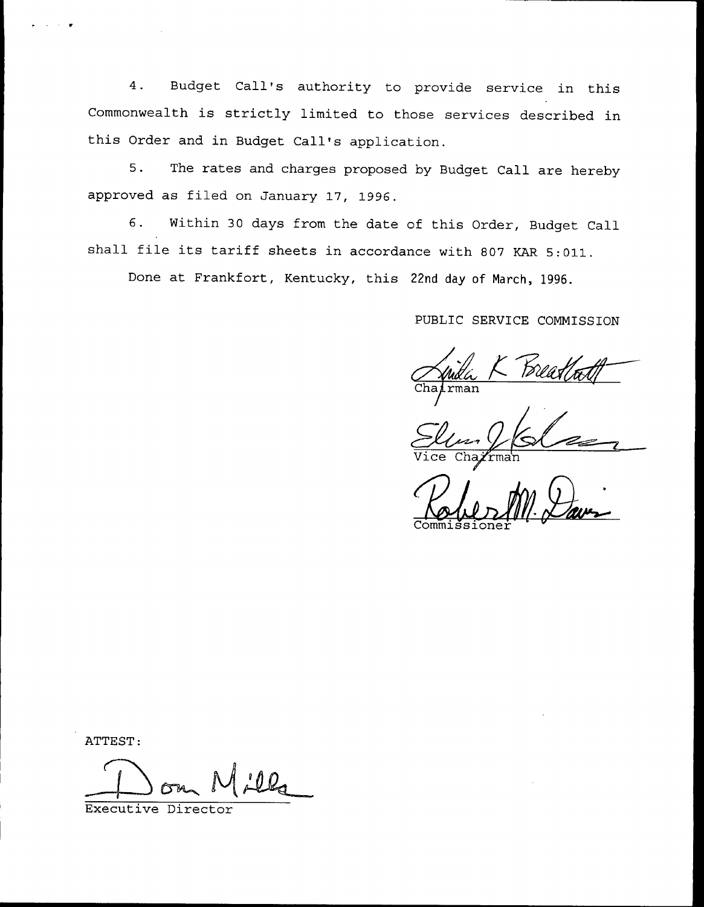4. Budget Call's authority to provide service in this Commonwealth is strictly limited to those services described in this Order and in Budget Call's application.

5. The rates and charges proposed by Budget Call are hereby approved as filed on January 17, 1996.

6. Within 30 days from the date of this Order, Budget Call shall file its tariff sheets in accordance with 807 KAR 5:011.

Done at Frankfort, Kentucky, this 22nd day of March, 1996.

PUBLIC SERVICE COMMISSION

Chairman

Vice Chairman

Commissioner

ATTEST:

Executive Director